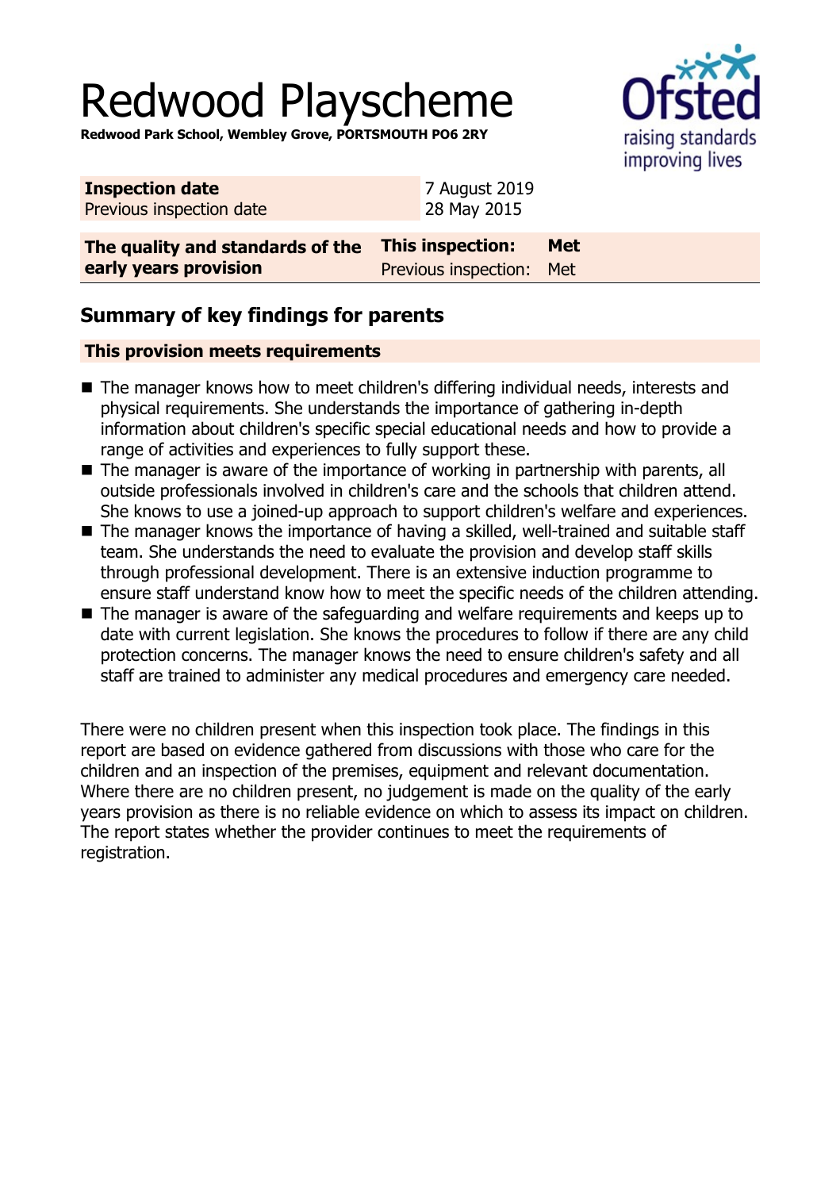# Redwood Playscheme

**Redwood Park School, Wembley Grove, PORTSMOUTH PO6 2RY**

| **Inspection date** | 7 August 2019 |
| --- | --- |
| Previous inspection date | 28 May 2015 |

| **The quality and standards of the early years provision** | **This inspection:** | **Met** |
| --- | --- | --- |
| | Previous inspection: | Met |

## Summary of key findings for parents

**This provision meets requirements**

- The manager knows how to meet children's differing individual needs, interests and physical requirements. She understands the importance of gathering in-depth information about children's specific special educational needs and how to provide a range of activities and experiences to fully support these.
- The manager is aware of the importance of working in partnership with parents, all outside professionals involved in children's care and the schools that children attend. She knows to use a joined-up approach to support children's welfare and experiences.
- The manager knows the importance of having a skilled, well-trained and suitable staff team. She understands the need to evaluate the provision and develop staff skills through professional development. There is an extensive induction programme to ensure staff understand know how to meet the specific needs of the children attending.
- The manager is aware of the safeguarding and welfare requirements and keeps up to date with current legislation. She knows the procedures to follow if there are any child protection concerns. The manager knows the need to ensure children's safety and all staff are trained to administer any medical procedures and emergency care needed.

There were no children present when this inspection took place. The findings in this report are based on evidence gathered from discussions with those who care for the children and an inspection of the premises, equipment and relevant documentation. Where there are no children present, no judgement is made on the quality of the early years provision as there is no reliable evidence on which to assess its impact on children. The report states whether the provider continues to meet the requirements of registration.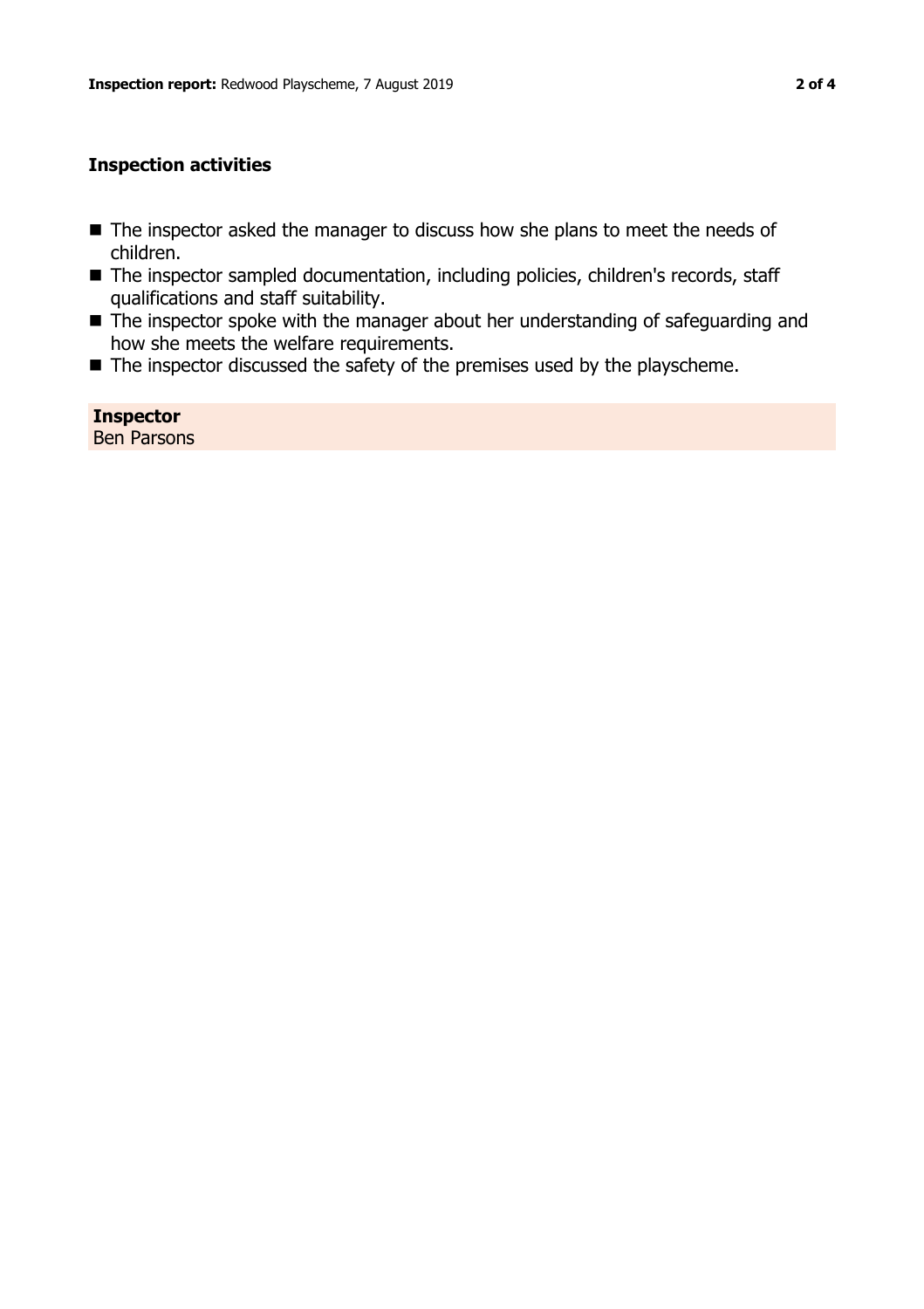## Inspection activities

- The inspector asked the manager to discuss how she plans to meet the needs of children.
- The inspector sampled documentation, including policies, children's records, staff qualifications and staff suitability.
- The inspector spoke with the manager about her understanding of safeguarding and how she meets the welfare requirements.
- The inspector discussed the safety of the premises used by the playscheme.

**Inspector**
Ben Parsons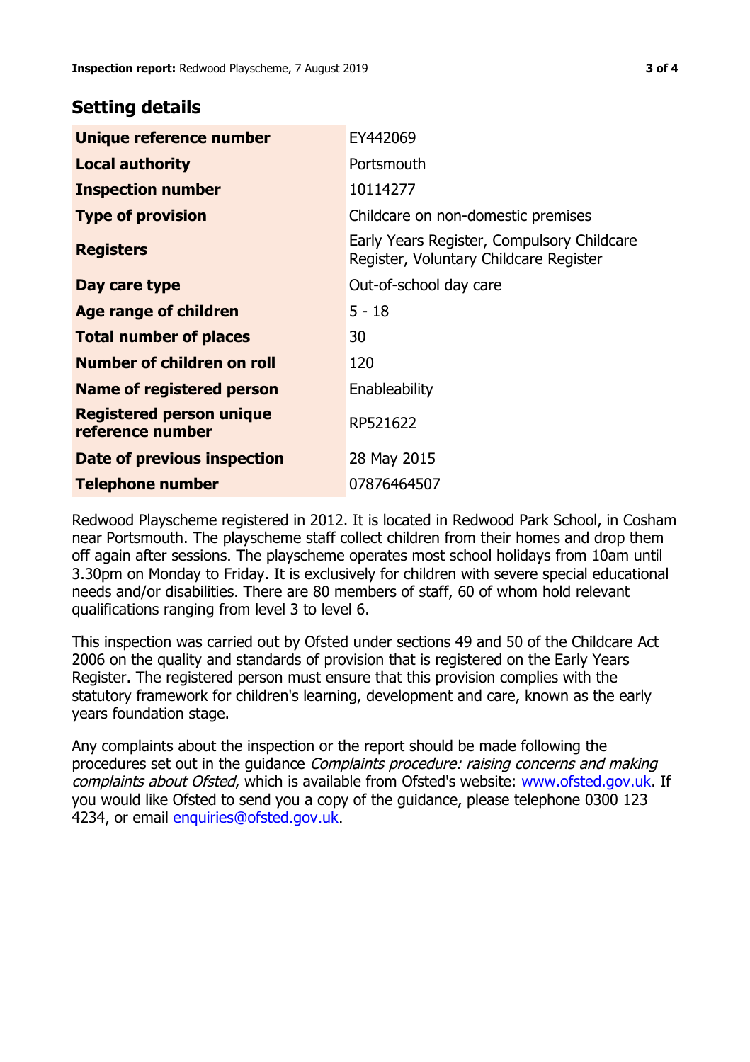## Setting details

| | |
|---|---|
| **Unique reference number** | EY442069 |
| **Local authority** | Portsmouth |
| **Inspection number** | 10114277 |
| **Type of provision** | Childcare on non-domestic premises |
| **Registers** | Early Years Register, Compulsory Childcare Register, Voluntary Childcare Register |
| **Day care type** | Out-of-school day care |
| **Age range of children** | 5 - 18 |
| **Total number of places** | 30 |
| **Number of children on roll** | 120 |
| **Name of registered person** | Enableability |
| **Registered person unique reference number** | RP521622 |
| **Date of previous inspection** | 28 May 2015 |
| **Telephone number** | 07876464507 |

Redwood Playscheme registered in 2012. It is located in Redwood Park School, in Cosham near Portsmouth. The playscheme staff collect children from their homes and drop them off again after sessions. The playscheme operates most school holidays from 10am until 3.30pm on Monday to Friday. It is exclusively for children with severe special educational needs and/or disabilities. There are 80 members of staff, 60 of whom hold relevant qualifications ranging from level 3 to level 6.

This inspection was carried out by Ofsted under sections 49 and 50 of the Childcare Act 2006 on the quality and standards of provision that is registered on the Early Years Register. The registered person must ensure that this provision complies with the statutory framework for children's learning, development and care, known as the early years foundation stage.

Any complaints about the inspection or the report should be made following the procedures set out in the guidance *Complaints procedure: raising concerns and making complaints about Ofsted*, which is available from Ofsted's website: www.ofsted.gov.uk. If you would like Ofsted to send you a copy of the guidance, please telephone 0300 123 4234, or email enquiries@ofsted.gov.uk.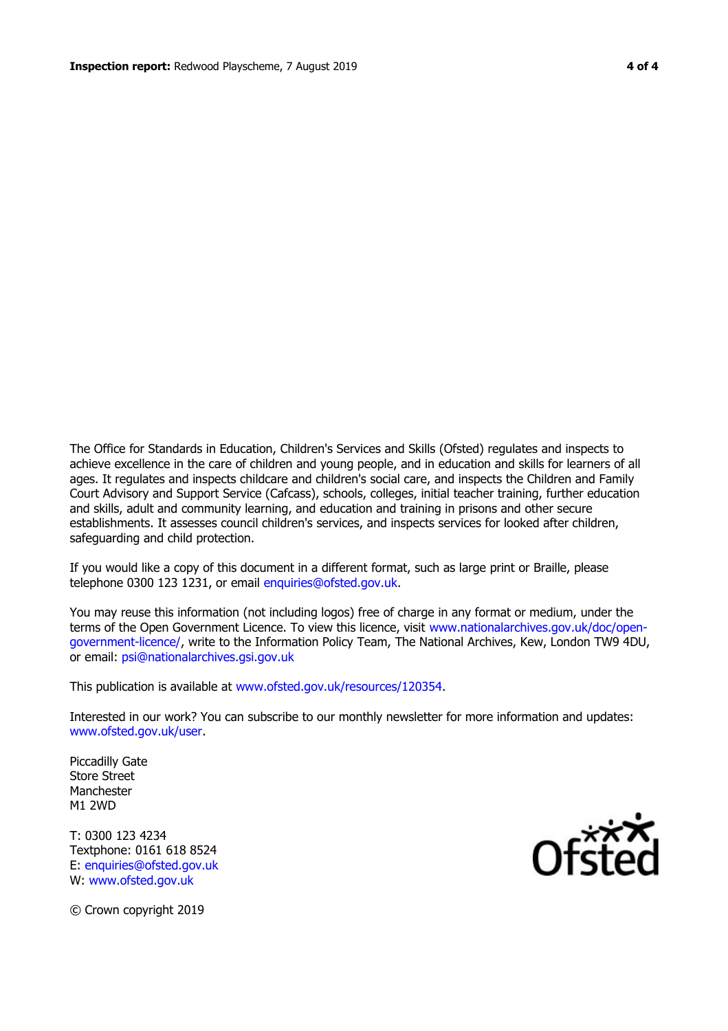The Office for Standards in Education, Children's Services and Skills (Ofsted) regulates and inspects to achieve excellence in the care of children and young people, and in education and skills for learners of all ages. It regulates and inspects childcare and children's social care, and inspects the Children and Family Court Advisory and Support Service (Cafcass), schools, colleges, initial teacher training, further education and skills, adult and community learning, and education and training in prisons and other secure establishments. It assesses council children's services, and inspects services for looked after children, safeguarding and child protection.

If you would like a copy of this document in a different format, such as large print or Braille, please telephone 0300 123 1231, or email enquiries@ofsted.gov.uk.

You may reuse this information (not including logos) free of charge in any format or medium, under the terms of the Open Government Licence. To view this licence, visit www.nationalarchives.gov.uk/doc/open-government-licence/, write to the Information Policy Team, The National Archives, Kew, London TW9 4DU, or email: psi@nationalarchives.gsi.gov.uk

This publication is available at www.ofsted.gov.uk/resources/120354.

Interested in our work? You can subscribe to our monthly newsletter for more information and updates: www.ofsted.gov.uk/user.

Piccadilly Gate
Store Street
Manchester
M1 2WD

T: 0300 123 4234
Textphone: 0161 618 8524
E: enquiries@ofsted.gov.uk
W: www.ofsted.gov.uk

© Crown copyright 2019